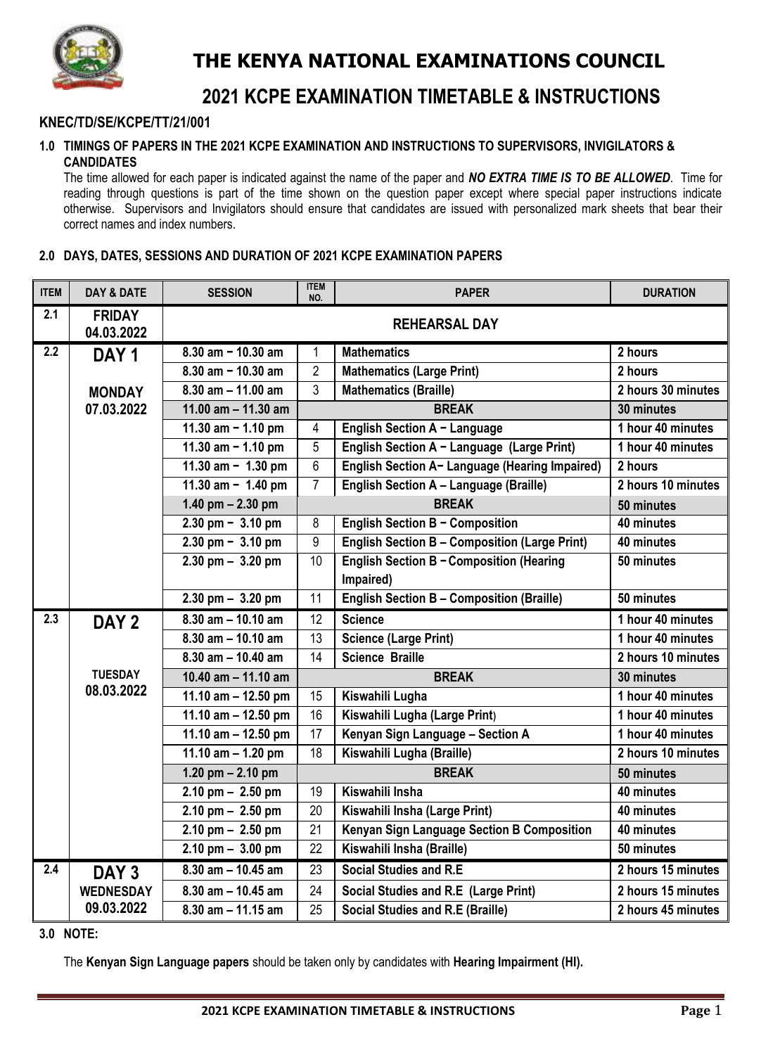# THE KENYA NATIONAL EXAMINATIONS COUNCIL

## 2021 KCPE EXAMINATION TIMETABLE & INSTRUCTIONS

**KNEC/TD/SE/KCPE/TT/21/001**

### 1.0 TIMINGS OF PAPERS IN THE 2021 KCPE EXAMINATION AND INSTRUCTIONS TO SUPERVISORS, INVIGILATORS & CANDIDATES

The time allowed for each paper is indicated against the name of the paper and ***NO EXTRA TIME IS TO BE ALLOWED***. Time for reading through questions is part of the time shown on the question paper except where special paper instructions indicate otherwise. Supervisors and Invigilators should ensure that candidates are issued with personalized mark sheets that bear their correct names and index numbers.

### 2.0 DAYS, DATES, SESSIONS AND DURATION OF 2021 KCPE EXAMINATION PAPERS

| ITEM | DAY & DATE | SESSION | ITEM NO. | PAPER | DURATION |
|---|---|---|---|---|---|
| 2.1 | FRIDAY 04.03.2022 | REHEARSAL DAY | | | |
| 2.2 | DAY 1 MONDAY 07.03.2022 | 8.30 am – 10.30 am | 1 | Mathematics | 2 hours |
| | | 8.30 am – 10.30 am | 2 | Mathematics (Large Print) | 2 hours |
| | | 8.30 am – 11.00 am | 3 | Mathematics (Braille) | 2 hours 30 minutes |
| | | 11.00 am – 11.30 am | | BREAK | 30 minutes |
| | | 11.30 am – 1.10 pm | 4 | English Section A – Language | 1 hour 40 minutes |
| | | 11.30 am – 1.10 pm | 5 | English Section A – Language (Large Print) | 1 hour 40 minutes |
| | | 11.30 am – 1.30 pm | 6 | English Section A– Language (Hearing Impaired) | 2 hours |
| | | 11.30 am – 1.40 pm | 7 | English Section A – Language (Braille) | 2 hours 10 minutes |
| | | 1.40 pm – 2.30 pm | | BREAK | 50 minutes |
| | | 2.30 pm – 3.10 pm | 8 | English Section B – Composition | 40 minutes |
| | | 2.30 pm – 3.10 pm | 9 | English Section B – Composition (Large Print) | 40 minutes |
| | | 2.30 pm – 3.20 pm | 10 | English Section B – Composition (Hearing Impaired) | 50 minutes |
| | | 2.30 pm – 3.20 pm | 11 | English Section B – Composition (Braille) | 50 minutes |
| 2.3 | DAY 2 TUESDAY 08.03.2022 | 8.30 am – 10.10 am | 12 | Science | 1 hour 40 minutes |
| | | 8.30 am – 10.10 am | 13 | Science (Large Print) | 1 hour 40 minutes |
| | | 8.30 am – 10.40 am | 14 | Science Braille | 2 hours 10 minutes |
| | | 10.40 am – 11.10 am | | BREAK | 30 minutes |
| | | 11.10 am – 12.50 pm | 15 | Kiswahili Lugha | 1 hour 40 minutes |
| | | 11.10 am – 12.50 pm | 16 | Kiswahili Lugha (Large Print) | 1 hour 40 minutes |
| | | 11.10 am – 12.50 pm | 17 | Kenyan Sign Language – Section A | 1 hour 40 minutes |
| | | 11.10 am – 1.20 pm | 18 | Kiswahili Lugha (Braille) | 2 hours 10 minutes |
| | | 1.20 pm – 2.10 pm | | BREAK | 50 minutes |
| | | 2.10 pm – 2.50 pm | 19 | Kiswahili Insha | 40 minutes |
| | | 2.10 pm – 2.50 pm | 20 | Kiswahili Insha (Large Print) | 40 minutes |
| | | 2.10 pm – 2.50 pm | 21 | Kenyan Sign Language Section B Composition | 40 minutes |
| | | 2.10 pm – 3.00 pm | 22 | Kiswahili Insha (Braille) | 50 minutes |
| 2.4 | DAY 3 WEDNESDAY 09.03.2022 | 8.30 am – 10.45 am | 23 | Social Studies and R.E | 2 hours 15 minutes |
| | | 8.30 am – 10.45 am | 24 | Social Studies and R.E (Large Print) | 2 hours 15 minutes |
| | | 8.30 am – 11.15 am | 25 | Social Studies and R.E (Braille) | 2 hours 45 minutes |

### 3.0 NOTE:

The **Kenyan Sign Language papers** should be taken only by candidates with **Hearing Impairment (HI).**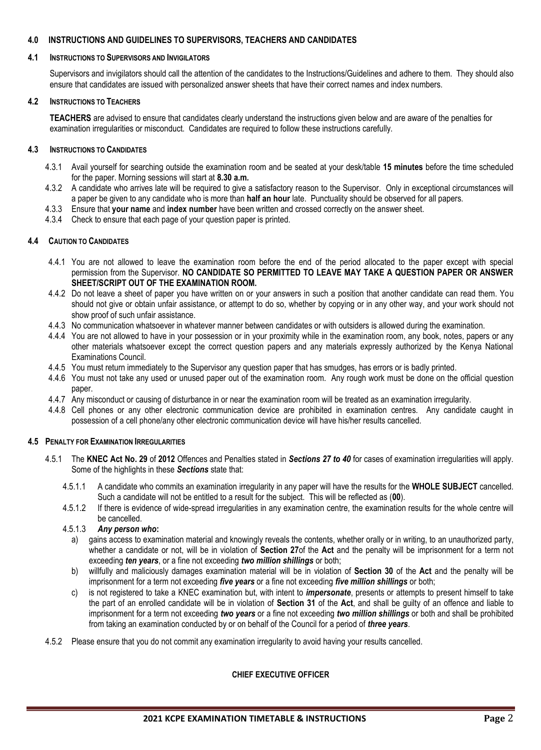## 4.0 INSTRUCTIONS AND GUIDELINES TO SUPERVISORS, TEACHERS AND CANDIDATES

### 4.1 INSTRUCTIONS TO SUPERVISORS AND INVIGILATORS

Supervisors and invigilators should call the attention of the candidates to the Instructions/Guidelines and adhere to them. They should also ensure that candidates are issued with personalized answer sheets that have their correct names and index numbers.

### 4.2 INSTRUCTIONS TO TEACHERS

**TEACHERS** are advised to ensure that candidates clearly understand the instructions given below and are aware of the penalties for examination irregularities or misconduct. Candidates are required to follow these instructions carefully.

### 4.3 INSTRUCTIONS TO CANDIDATES

4.3.1 Avail yourself for searching outside the examination room and be seated at your desk/table **15 minutes** before the time scheduled for the paper. Morning sessions will start at **8.30 a.m.**

4.3.2 A candidate who arrives late will be required to give a satisfactory reason to the Supervisor. Only in exceptional circumstances will a paper be given to any candidate who is more than **half an hour** late. Punctuality should be observed for all papers.

4.3.3 Ensure that **your name** and **index number** have been written and crossed correctly on the answer sheet.

4.3.4 Check to ensure that each page of your question paper is printed.

### 4.4 CAUTION TO CANDIDATES

4.4.1 You are not allowed to leave the examination room before the end of the period allocated to the paper except with special permission from the Supervisor. **NO CANDIDATE SO PERMITTED TO LEAVE MAY TAKE A QUESTION PAPER OR ANSWER SHEET/SCRIPT OUT OF THE EXAMINATION ROOM.**

4.4.2 Do not leave a sheet of paper you have written on or your answers in such a position that another candidate can read them. You should not give or obtain unfair assistance, or attempt to do so, whether by copying or in any other way, and your work should not show proof of such unfair assistance.

4.4.3 No communication whatsoever in whatever manner between candidates or with outsiders is allowed during the examination.

4.4.4 You are not allowed to have in your possession or in your proximity while in the examination room, any book, notes, papers or any other materials whatsoever except the correct question papers and any materials expressly authorized by the Kenya National Examinations Council.

4.4.5 You must return immediately to the Supervisor any question paper that has smudges, has errors or is badly printed.

4.4.6 You must not take any used or unused paper out of the examination room. Any rough work must be done on the official question paper.

4.4.7 Any misconduct or causing of disturbance in or near the examination room will be treated as an examination irregularity.

4.4.8 Cell phones or any other electronic communication device are prohibited in examination centres. Any candidate caught in possession of a cell phone/any other electronic communication device will have his/her results cancelled.

### 4.5 PENALTY FOR EXAMINATION IRREGULARITIES

4.5.1 The **KNEC Act No. 29** of **2012** Offences and Penalties stated in ***Sections 27 to 40*** for cases of examination irregularities will apply. Some of the highlights in these ***Sections*** state that:

4.5.1.1 A candidate who commits an examination irregularity in any paper will have the results for the **WHOLE SUBJECT** cancelled. Such a candidate will not be entitled to a result for the subject. This will be reflected as (**00**).

4.5.1.2 If there is evidence of wide-spread irregularities in any examination centre, the examination results for the whole centre will be cancelled.

4.5.1.3 ***Any person who*:**

a) gains access to examination material and knowingly reveals the contents, whether orally or in writing, to an unauthorized party, whether a candidate or not, will be in violation of **Section 27**of the **Act** and the penalty will be imprisonment for a term not exceeding ***ten years***, or a fine not exceeding ***two million shillings*** or both;

b) willfully and maliciously damages examination material will be in violation of **Section 30** of the **Act** and the penalty will be imprisonment for a term not exceeding ***five years*** or a fine not exceeding ***five million shillings*** or both;

c) is not registered to take a KNEC examination but, with intent to ***impersonate***, presents or attempts to present himself to take the part of an enrolled candidate will be in violation of **Section 31** of the **Act**, and shall be guilty of an offence and liable to imprisonment for a term not exceeding ***two years*** or a fine not exceeding ***two million shillings*** or both and shall be prohibited from taking an examination conducted by or on behalf of the Council for a period of ***three years***.

4.5.2 Please ensure that you do not commit any examination irregularity to avoid having your results cancelled.

**CHIEF EXECUTIVE OFFICER**